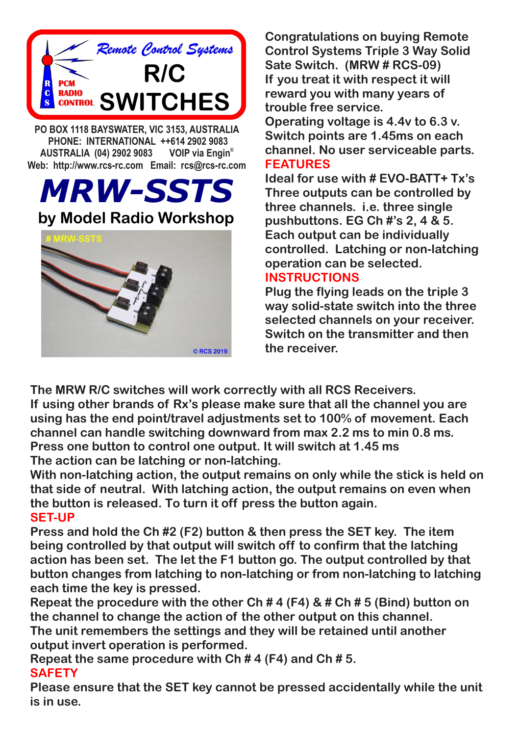Remote Control Systems

R/C SWITCHES

RCS PCM RADIO CONTROL

PO BOX 1118 BAYSWATER, VIC 3153, AUSTRALIA
PHONE: INTERNATIONAL ++614 2902 9083
AUSTRALIA (04) 2902 9083 VOIP via Engin®
Web: http://www.rcs-rc.com Email: rcs@rcs-rc.com

# MRW-SSTS

## by Model Radio Workshop

# MRW-SSTS

© RCS 2019

**Congratulations on buying Remote Control Systems Triple 3 Way Solid Sate Switch. (MRW # RCS-09)**
**If you treat it with respect it will reward you with many years of trouble free service.**
**Operating voltage is 4.4v to 6.3 v.**
**Switch points are 1.45ms on each channel. No user serviceable parts.**

## FEATURES

**Ideal for use with # EVO-BATT+ Tx's**
**Three outputs can be controlled by three channels. i.e. three single pushbuttons. EG Ch #'s 2, 4 & 5.**
**Each output can be individually controlled. Latching or non-latching operation can be selected.**

## INSTRUCTIONS

**Plug the flying leads on the triple 3 way solid-state switch into the three selected channels on your receiver.**
**Switch on the transmitter and then the receiver.**

**The MRW R/C switches will work correctly with all RCS Receivers.**
**If using other brands of Rx's please make sure that all the channel you are using has the end point/travel adjustments set to 100% of movement. Each channel can handle switching downward from max 2.2 ms to min 0.8 ms.**
**Press one button to control one output. It will switch at 1.45 ms**
**The action can be latching or non-latching.**
**With non-latching action, the output remains on only while the stick is held on that side of neutral. With latching action, the output remains on even when the button is released. To turn it off press the button again.**

## SET-UP

**Press and hold the Ch #2 (F2) button & then press the SET key. The item being controlled by that output will switch off to confirm that the latching action has been set. The let the F1 button go. The output controlled by that button changes from latching to non-latching or from non-latching to latching each time the key is pressed.**
**Repeat the procedure with the other Ch # 4 (F4) & # Ch # 5 (Bind) button on the channel to change the action of the other output on this channel.**
**The unit remembers the settings and they will be retained until another output invert operation is performed.**
**Repeat the same procedure with Ch # 4 (F4) and Ch # 5.**

## SAFETY

**Please ensure that the SET key cannot be pressed accidentally while the unit is in use.**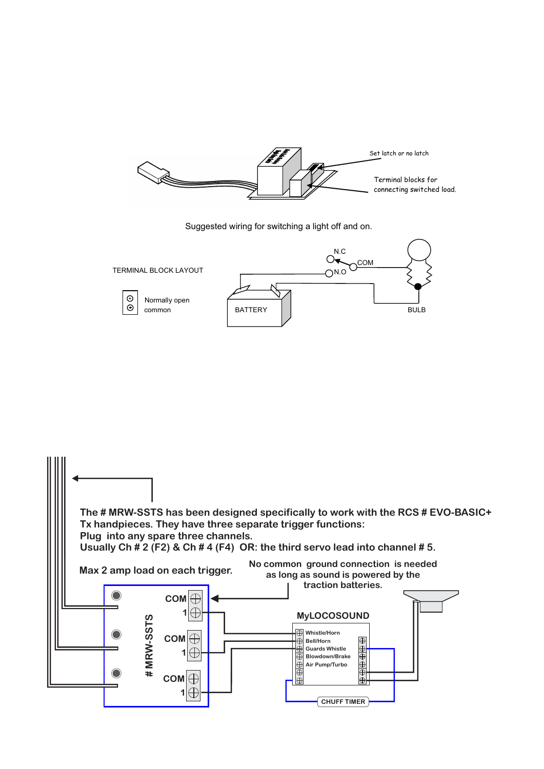Set latch or no latch

Terminal blocks for connecting switched load.

Suggested wiring for switching a light off and on.

TERMINAL BLOCK LAYOUT

Normally open

common

N.C

COM

N.O

BATTERY

BULB

**The # MRW-SSTS has been designed specifically to work with the RCS # EVO-BASIC+ Tx handpieces. They have three separate trigger functions:**
**Plug into any spare three channels.**
**Usually Ch # 2 (F2) & Ch # 4 (F4) OR: the third servo lead into channel # 5.**

**Max 2 amp load on each trigger.**

**No common ground connection is needed as long as sound is powered by the traction batteries.**

**# MRW-SSTS**

**COM**

**1**

**COM**

**1**

**COM**

**1**

**MyLOCOSOUND**

Whistle/Horn

Bell/Horn

Guards Whistle

Blowdown/Brake

Air Pump/Turbo

CHUFF TIMER